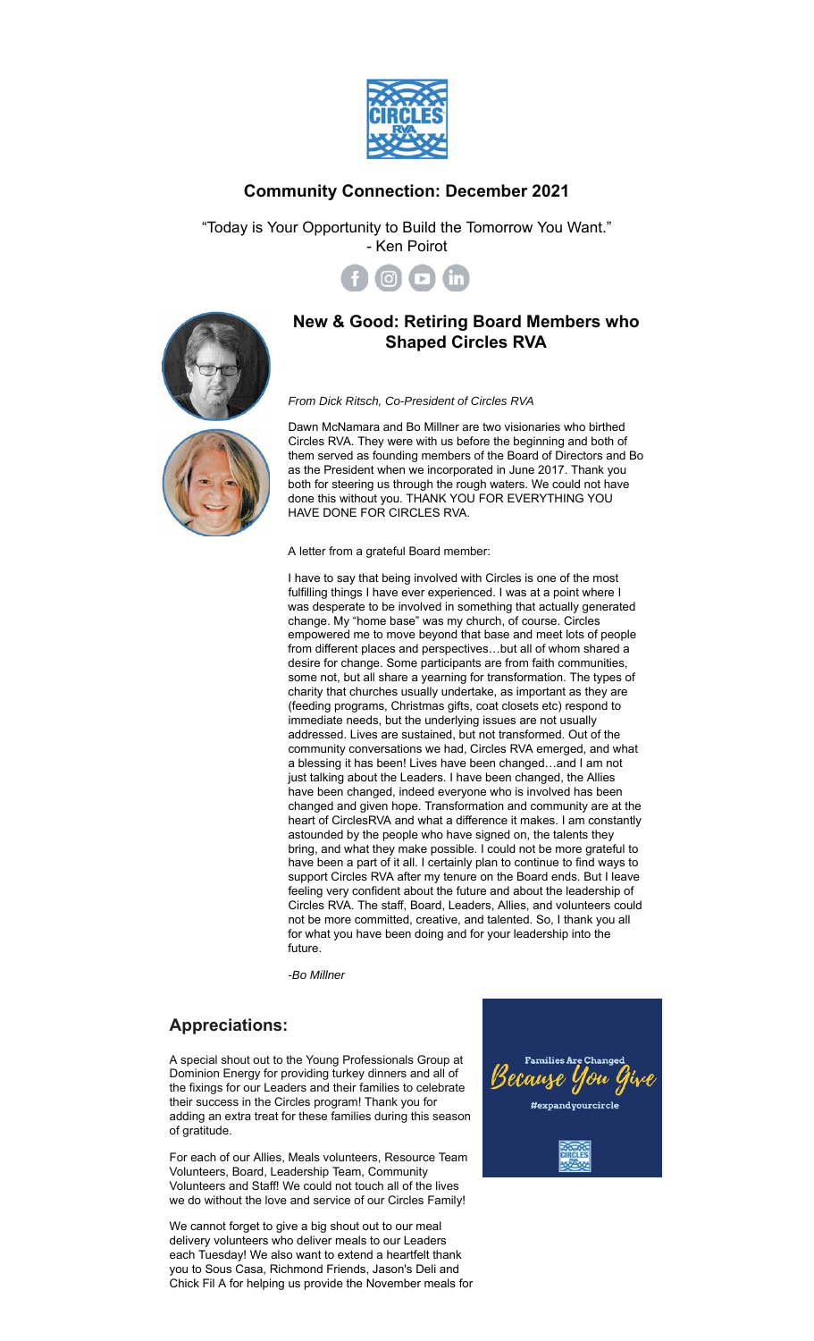## Community Connection: December 2021

"Today is Your Opportunity to Build the Tomorrow You Want."
- Ken Poirot

## New & Good: Retiring Board Members who Shaped Circles RVA

*From Dick Ritsch, Co-President of Circles RVA*

Dawn McNamara and Bo Millner are two visionaries who birthed Circles RVA. They were with us before the beginning and both of them served as founding members of the Board of Directors and Bo as the President when we incorporated in June 2017. Thank you both for steering us through the rough waters. We could not have done this without you. THANK YOU FOR EVERYTHING YOU HAVE DONE FOR CIRCLES RVA.

A letter from a grateful Board member:

I have to say that being involved with Circles is one of the most fulfilling things I have ever experienced. I was at a point where I was desperate to be involved in something that actually generated change. My "home base" was my church, of course. Circles empowered me to move beyond that base and meet lots of people from different places and perspectives…but all of whom shared a desire for change. Some participants are from faith communities, some not, but all share a yearning for transformation. The types of charity that churches usually undertake, as important as they are (feeding programs, Christmas gifts, coat closets etc) respond to immediate needs, but the underlying issues are not usually addressed. Lives are sustained, but not transformed. Out of the community conversations we had, Circles RVA emerged, and what a blessing it has been! Lives have been changed…and I am not just talking about the Leaders. I have been changed, the Allies have been changed, indeed everyone who is involved has been changed and given hope. Transformation and community are at the heart of CirclesRVA and what a difference it makes. I am constantly astounded by the people who have signed on, the talents they bring, and what they make possible. I could not be more grateful to have been a part of it all. I certainly plan to continue to find ways to support Circles RVA after my tenure on the Board ends. But I leave feeling very confident about the future and about the leadership of Circles RVA. The staff, Board, Leaders, Allies, and volunteers could not be more committed, creative, and talented. So, I thank you all for what you have been doing and for your leadership into the future.

*-Bo Millner*

## Appreciations:

A special shout out to the Young Professionals Group at Dominion Energy for providing turkey dinners and all of the fixings for our Leaders and their families to celebrate their success in the Circles program! Thank you for adding an extra treat for these families during this season of gratitude.

For each of our Allies, Meals volunteers, Resource Team Volunteers, Board, Leadership Team, Community Volunteers and Staff! We could not touch all of the lives we do without the love and service of our Circles Family!

We cannot forget to give a big shout out to our meal delivery volunteers who deliver meals to our Leaders each Tuesday! We also want to extend a heartfelt thank you to Sous Casa, Richmond Friends, Jason's Deli and Chick Fil A for helping us provide the November meals for

Families Are Changed
Because You Give
#expandyourcircle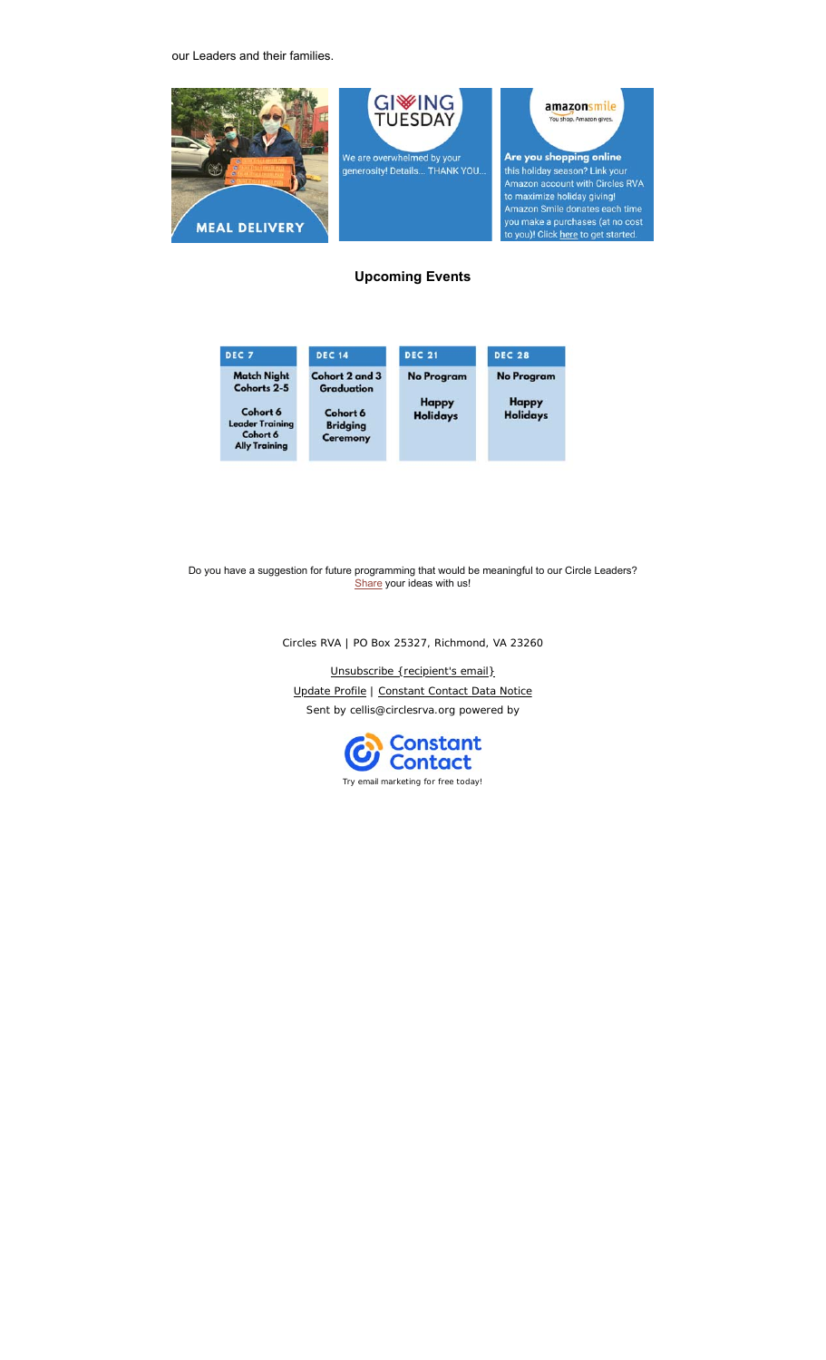our Leaders and their families.

MEAL DELIVERY

GIVING TUESDAY

We are overwhelmed by your generosity! Details... THANK YOU...

amazonsmile
You shop. Amazon gives.

**Are you shopping online** this holiday season? Link your Amazon account with Circles RVA to maximize holiday giving! Amazon Smile donates each time you make a purchases (at no cost to you)! Click here to get started.

### Upcoming Events

| DEC 7 | DEC 14 | DEC 21 | DEC 28 |
|---|---|---|---|
| Match Night Cohorts 2-5<br><br>Cohort 6 Leader Training<br>Cohort 6 Ally Training | Cohort 2 and 3 Graduation<br><br>Cohort 6 Bridging Ceremony | No Program<br><br>Happy Holidays | No Program<br><br>Happy Holidays |

Do you have a suggestion for future programming that would be meaningful to our Circle Leaders? Share your ideas with us!

Circles RVA | PO Box 25327, Richmond, VA 23260

Unsubscribe {recipient's email}

Update Profile | Constant Contact Data Notice

Sent by cellis@circlesrva.org powered by

Constant Contact

Try email marketing for free today!